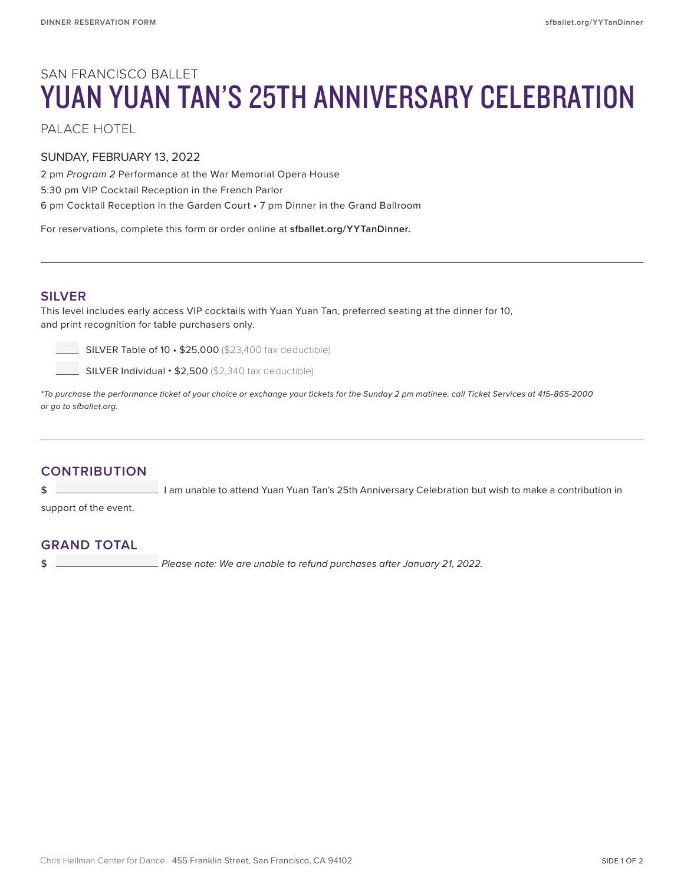SAN FRANCISCO BALLET

# YUAN YUAN TAN'S 25TH ANNIVERSARY CELEBRATION

PALACE HOTEL

SUNDAY, FEBRUARY 13, 2022

2 pm *Program 2* Performance at the War Memorial Opera House

5:30 pm VIP Cocktail Reception in the French Parlor

6 pm Cocktail Reception in the Garden Court • 7 pm Dinner in the Grand Ballroom

For reservations, complete this form or order online at **sfballet.org/YYTanDinner.**

---

## SILVER

This level includes early access VIP cocktails with Yuan Yuan Tan, preferred seating at the dinner for 10, and print recognition for table purchasers only.

_____ SILVER Table of 10 • **$25,000** ($23,400 tax deductible)

_____ SILVER Individual • **$2,500** ($2,340 tax deductible)

*\*To purchase the performance ticket of your choice or exchange your tickets for the Sunday 2 pm matinee, call Ticket Services at 415-865-2000 or go to sfballet.org.*

---

## CONTRIBUTION

$ __________________ I am unable to attend Yuan Yuan Tan's 25th Anniversary Celebration but wish to make a contribution in support of the event.

## GRAND TOTAL

$ __________________ *Please note: We are unable to refund purchases after January 21, 2022.*

Chris Hellman Center for Dance 455 Franklin Street, San Francisco, CA 94102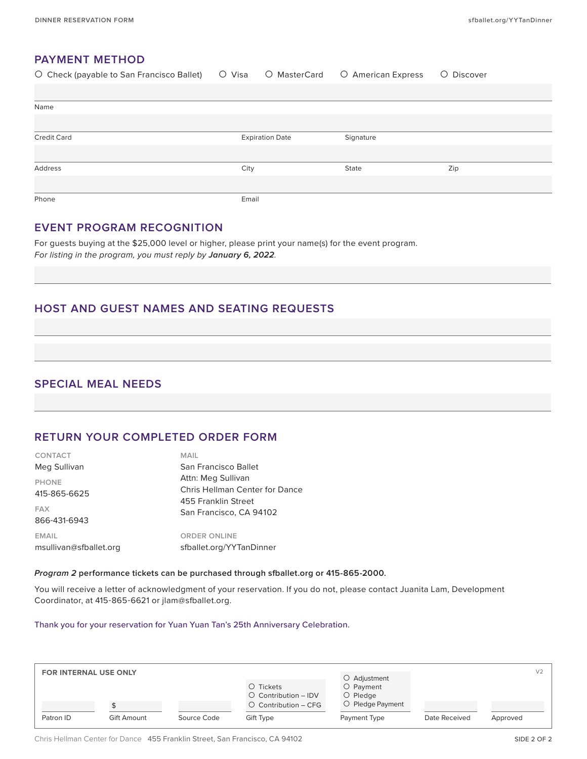## PAYMENT METHOD

○ Check (payable to San Francisco Ballet) ○ Visa ○ MasterCard ○ American Express ○ Discover

Name

| Credit Card | Expiration Date | Signature | |
|---|---|---|---|

| Address | City | State | Zip |
|---|---|---|---|

| Phone | Email |
|---|---|

## EVENT PROGRAM RECOGNITION

For guests buying at the $25,000 level or higher, please print your name(s) for the event program.
*For listing in the program, you must reply by **January 6, 2022**.*

## HOST AND GUEST NAMES AND SEATING REQUESTS

## SPECIAL MEAL NEEDS

## RETURN YOUR COMPLETED ORDER FORM

**CONTACT**
Meg Sullivan

**PHONE**
415-865-6625

**FAX**
866-431-6943

**EMAIL**
msullivan@sfballet.org

**MAIL**
San Francisco Ballet
Attn: Meg Sullivan
Chris Hellman Center for Dance
455 Franklin Street
San Francisco, CA 94102

**ORDER ONLINE**
sfballet.org/YYTanDinner

***Program 2*** **performance tickets can be purchased through sfballet.org or 415-865-2000.**

You will receive a letter of acknowledgment of your reservation. If you do not, please contact Juanita Lam, Development Coordinator, at 415-865-6621 or jlam@sfballet.org.

Thank you for your reservation for Yuan Yuan Tan's 25th Anniversary Celebration.

**FOR INTERNAL USE ONLY** V2

| Patron ID | Gift Amount | Source Code | Gift Type | Payment Type | Date Received | Approved |
|---|---|---|---|---|---|---|
| | $ | | ○ Tickets<br>○ Contribution – IDV<br>○ Contribution – CFG | ○ Adjustment<br>○ Payment<br>○ Pledge<br>○ Pledge Payment | | |

Chris Hellman Center for Dance 455 Franklin Street, San Francisco, CA 94102